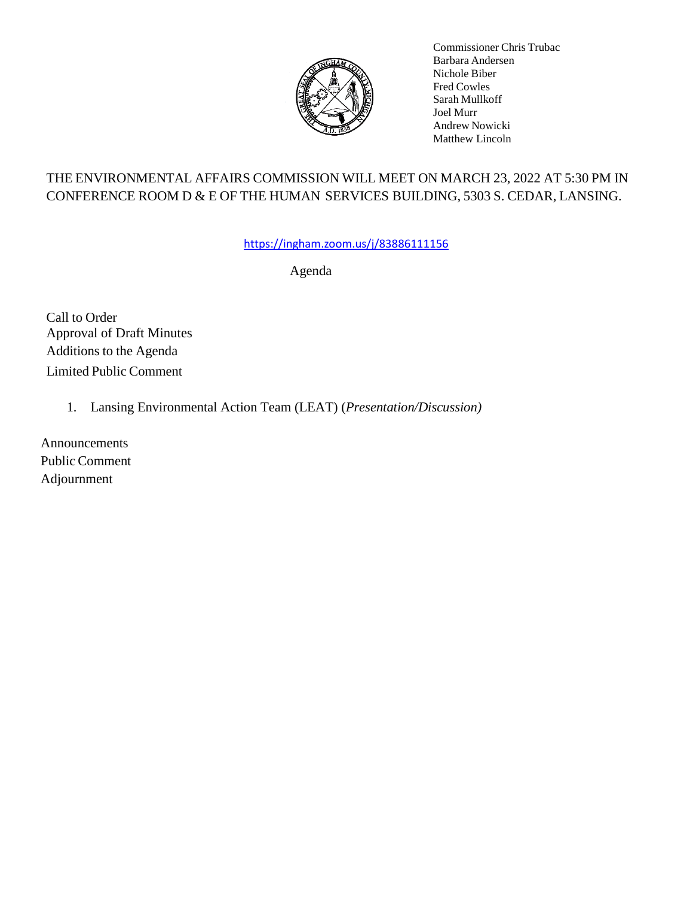Commissioner Chris Trubac
Barbara Andersen
Nichole Biber
Fred Cowles
Sarah Mullkoff
Joel Murr
Andrew Nowicki
Matthew Lincoln

THE ENVIRONMENTAL AFFAIRS COMMISSION WILL MEET ON MARCH 23, 2022 AT 5:30 PM IN CONFERENCE ROOM D & E OF THE HUMAN SERVICES BUILDING, 5303 S. CEDAR, LANSING.

https://ingham.zoom.us/j/83886111156

## Agenda

Call to Order
Approval of Draft Minutes
Additions to the Agenda
Limited Public Comment

1. Lansing Environmental Action Team (LEAT) (*Presentation/Discussion)*

Announcements
Public Comment
Adjournment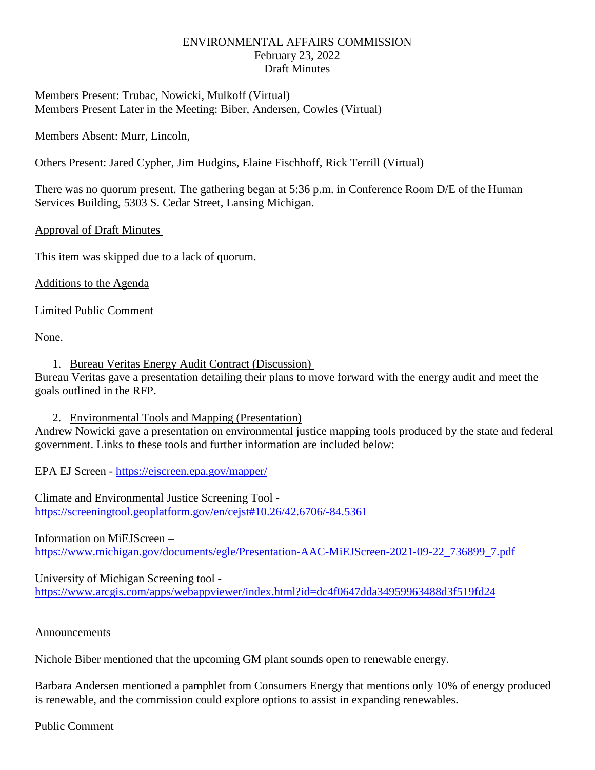ENVIRONMENTAL AFFAIRS COMMISSION
February 23, 2022
Draft Minutes

Members Present: Trubac, Nowicki, Mulkoff (Virtual)
Members Present Later in the Meeting: Biber, Andersen, Cowles (Virtual)

Members Absent: Murr, Lincoln,

Others Present: Jared Cypher, Jim Hudgins, Elaine Fischhoff, Rick Terrill (Virtual)

There was no quorum present. The gathering began at 5:36 p.m. in Conference Room D/E of the Human Services Building, 5303 S. Cedar Street, Lansing Michigan.

Approval of Draft Minutes

This item was skipped due to a lack of quorum.

Additions to the Agenda

Limited Public Comment

None.

1. Bureau Veritas Energy Audit Contract (Discussion)

Bureau Veritas gave a presentation detailing their plans to move forward with the energy audit and meet the goals outlined in the RFP.

2. Environmental Tools and Mapping (Presentation)

Andrew Nowicki gave a presentation on environmental justice mapping tools produced by the state and federal government. Links to these tools and further information are included below:

EPA EJ Screen - https://ejscreen.epa.gov/mapper/

Climate and Environmental Justice Screening Tool - https://screeningtool.geoplatform.gov/en/cejst#10.26/42.6706/-84.5361

Information on MiEJScreen – https://www.michigan.gov/documents/egle/Presentation-AAC-MiEJScreen-2021-09-22_736899_7.pdf

University of Michigan Screening tool - https://www.arcgis.com/apps/webappviewer/index.html?id=dc4f0647dda34959963488d3f519fd24

Announcements

Nichole Biber mentioned that the upcoming GM plant sounds open to renewable energy.

Barbara Andersen mentioned a pamphlet from Consumers Energy that mentions only 10% of energy produced is renewable, and the commission could explore options to assist in expanding renewables.

Public Comment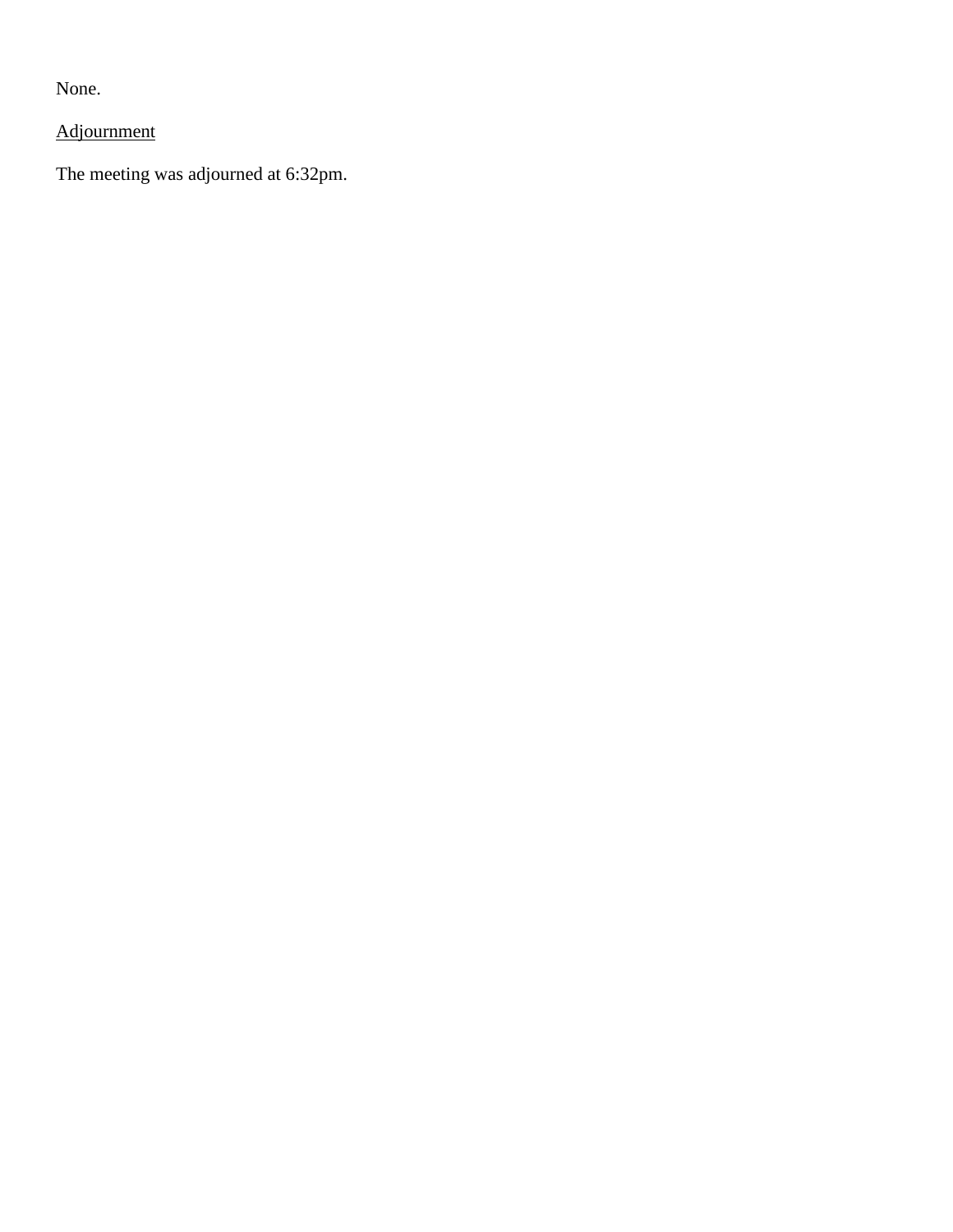None.

<u>Adjournment</u>

The meeting was adjourned at 6:32pm.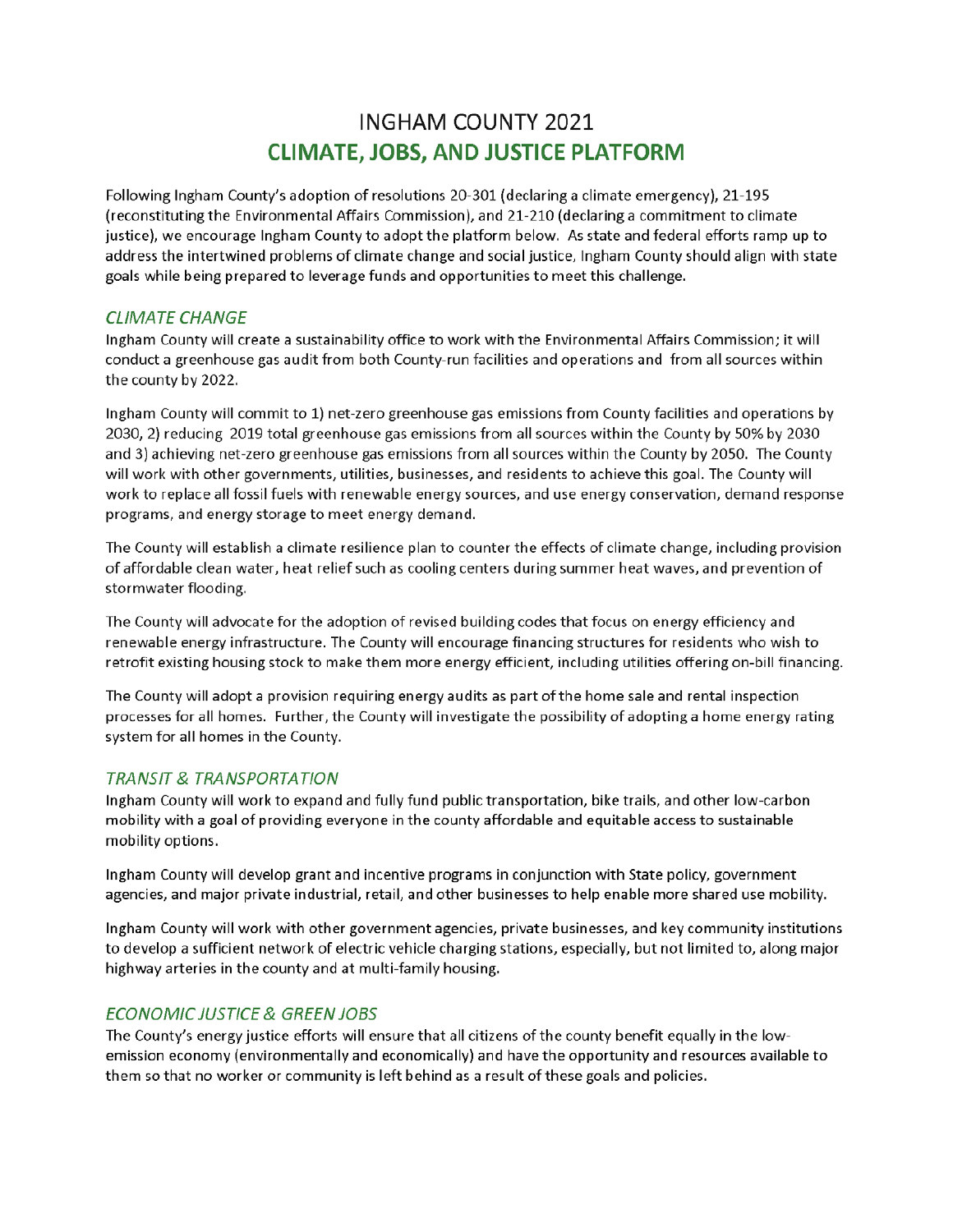# INGHAM COUNTY 2021
# CLIMATE, JOBS, AND JUSTICE PLATFORM

Following Ingham County's adoption of resolutions 20-301 (declaring a climate emergency), 21-195 (reconstituting the Environmental Affairs Commission), and 21-210 (declaring a commitment to climate justice), we encourage Ingham County to adopt the platform below. As state and federal efforts ramp up to address the intertwined problems of climate change and social justice, Ingham County should align with state goals while being prepared to leverage funds and opportunities to meet this challenge.

## *CLIMATE CHANGE*

Ingham County will create a sustainability office to work with the Environmental Affairs Commission; it will conduct a greenhouse gas audit from both County-run facilities and operations and from all sources within the county by 2022.

Ingham County will commit to 1) net-zero greenhouse gas emissions from County facilities and operations by 2030, 2) reducing 2019 total greenhouse gas emissions from all sources within the County by 50% by 2030 and 3) achieving net-zero greenhouse gas emissions from all sources within the County by 2050. The County will work with other governments, utilities, businesses, and residents to achieve this goal. The County will work to replace all fossil fuels with renewable energy sources, and use energy conservation, demand response programs, and energy storage to meet energy demand.

The County will establish a climate resilience plan to counter the effects of climate change, including provision of affordable clean water, heat relief such as cooling centers during summer heat waves, and prevention of stormwater flooding.

The County will advocate for the adoption of revised building codes that focus on energy efficiency and renewable energy infrastructure. The County will encourage financing structures for residents who wish to retrofit existing housing stock to make them more energy efficient, including utilities offering on-bill financing.

The County will adopt a provision requiring energy audits as part of the home sale and rental inspection processes for all homes. Further, the County will investigate the possibility of adopting a home energy rating system for all homes in the County.

## *TRANSIT & TRANSPORTATION*

Ingham County will work to expand and fully fund public transportation, bike trails, and other low-carbon mobility with a goal of providing everyone in the county affordable and equitable access to sustainable mobility options.

Ingham County will develop grant and incentive programs in conjunction with State policy, government agencies, and major private industrial, retail, and other businesses to help enable more shared use mobility.

Ingham County will work with other government agencies, private businesses, and key community institutions to develop a sufficient network of electric vehicle charging stations, especially, but not limited to, along major highway arteries in the county and at multi-family housing.

## *ECONOMIC JUSTICE & GREEN JOBS*

The County's energy justice efforts will ensure that all citizens of the county benefit equally in the low-emission economy (environmentally and economically) and have the opportunity and resources available to them so that no worker or community is left behind as a result of these goals and policies.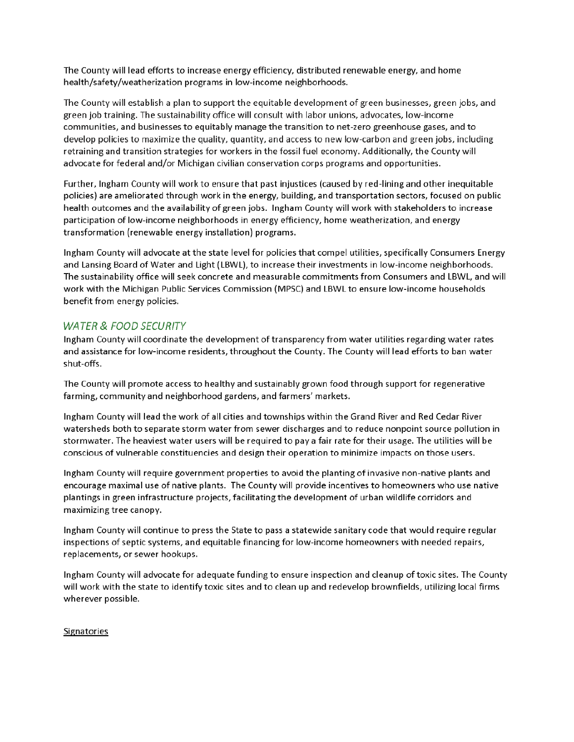The County will lead efforts to increase energy efficiency, distributed renewable energy, and home health/safety/weatherization programs in low-income neighborhoods.

The County will establish a plan to support the equitable development of green businesses, green jobs, and green job training. The sustainability office will consult with labor unions, advocates, low-income communities, and businesses to equitably manage the transition to net-zero greenhouse gases, and to develop policies to maximize the quality, quantity, and access to new low-carbon and green jobs, including retraining and transition strategies for workers in the fossil fuel economy. Additionally, the County will advocate for federal and/or Michigan civilian conservation corps programs and opportunities.

Further, Ingham County will work to ensure that past injustices (caused by red-lining and other inequitable policies) are ameliorated through work in the energy, building, and transportation sectors, focused on public health outcomes and the availability of green jobs. Ingham County will work with stakeholders to increase participation of low-income neighborhoods in energy efficiency, home weatherization, and energy transformation (renewable energy installation) programs.

Ingham County will advocate at the state level for policies that compel utilities, specifically Consumers Energy and Lansing Board of Water and Light (LBWL), to increase their investments in low-income neighborhoods. The sustainability office will seek concrete and measurable commitments from Consumers and LBWL, and will work with the Michigan Public Services Commission (MPSC) and LBWL to ensure low-income households benefit from energy policies.

## *WATER & FOOD SECURITY*

Ingham County will coordinate the development of transparency from water utilities regarding water rates and assistance for low-income residents, throughout the County. The County will lead efforts to ban water shut-offs.

The County will promote access to healthy and sustainably grown food through support for regenerative farming, community and neighborhood gardens, and farmers' markets.

Ingham County will lead the work of all cities and townships within the Grand River and Red Cedar River watersheds both to separate storm water from sewer discharges and to reduce nonpoint source pollution in stormwater. The heaviest water users will be required to pay a fair rate for their usage. The utilities will be conscious of vulnerable constituencies and design their operation to minimize impacts on those users.

Ingham County will require government properties to avoid the planting of invasive non-native plants and encourage maximal use of native plants. The County will provide incentives to homeowners who use native plantings in green infrastructure projects, facilitating the development of urban wildlife corridors and maximizing tree canopy.

Ingham County will continue to press the State to pass a statewide sanitary code that would require regular inspections of septic systems, and equitable financing for low-income homeowners with needed repairs, replacements, or sewer hookups.

Ingham County will advocate for adequate funding to ensure inspection and cleanup of toxic sites. The County will work with the state to identify toxic sites and to clean up and redevelop brownfields, utilizing local firms wherever possible.

<u>Signatories</u>